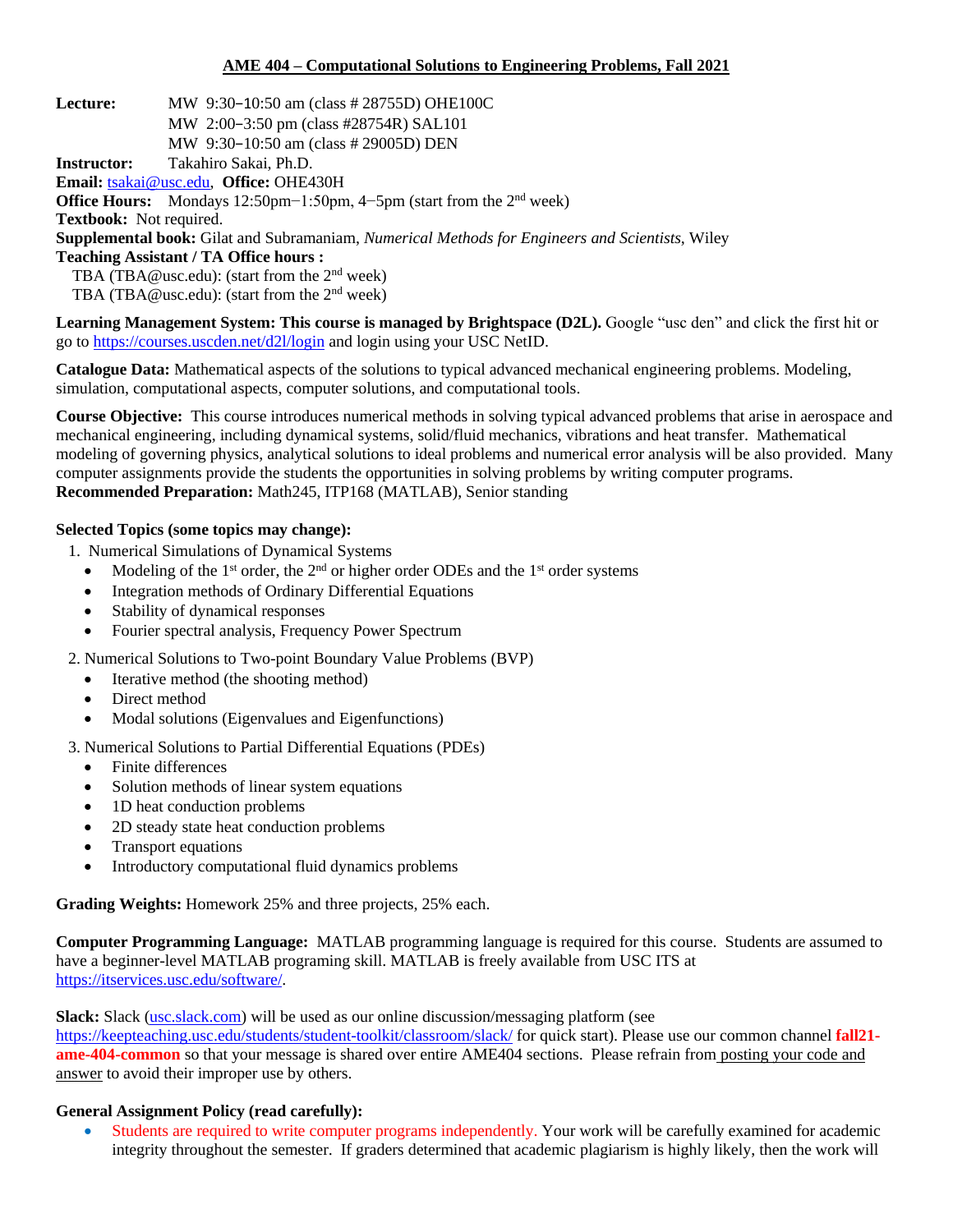# AME 404 – Computational Solutions to Engineering Problems, Fall 2021

**Lecture:** MW 9:30–10:50 am (class # 28755D) OHE100C
MW 2:00–3:50 pm (class #28754R) SAL101
MW 9:30–10:50 am (class # 29005D) DEN

**Instructor:** Takahiro Sakai, Ph.D.

**Email:** tsakai@usc.edu, **Office:** OHE430H

**Office Hours:** Mondays 12:50pm−1:50pm, 4−5pm (start from the 2nd week)

**Textbook:** Not required.

**Supplemental book:** Gilat and Subramaniam, *Numerical Methods for Engineers and Scientists*, Wiley

**Teaching Assistant / TA Office hours :**
TBA (TBA@usc.edu): (start from the 2nd week)
TBA (TBA@usc.edu): (start from the 2nd week)

**Learning Management System: This course is managed by Brightspace (D2L).** Google "usc den" and click the first hit or go to https://courses.uscden.net/d2l/login and login using your USC NetID.

**Catalogue Data:** Mathematical aspects of the solutions to typical advanced mechanical engineering problems. Modeling, simulation, computational aspects, computer solutions, and computational tools.

**Course Objective:** This course introduces numerical methods in solving typical advanced problems that arise in aerospace and mechanical engineering, including dynamical systems, solid/fluid mechanics, vibrations and heat transfer. Mathematical modeling of governing physics, analytical solutions to ideal problems and numerical error analysis will be also provided. Many computer assignments provide the students the opportunities in solving problems by writing computer programs.

**Recommended Preparation:** Math245, ITP168 (MATLAB), Senior standing

**Selected Topics (some topics may change):**

1. Numerical Simulations of Dynamical Systems
   - Modeling of the 1st order, the 2nd or higher order ODEs and the 1st order systems
   - Integration methods of Ordinary Differential Equations
   - Stability of dynamical responses
   - Fourier spectral analysis, Frequency Power Spectrum
2. Numerical Solutions to Two-point Boundary Value Problems (BVP)
   - Iterative method (the shooting method)
   - Direct method
   - Modal solutions (Eigenvalues and Eigenfunctions)
3. Numerical Solutions to Partial Differential Equations (PDEs)
   - Finite differences
   - Solution methods of linear system equations
   - 1D heat conduction problems
   - 2D steady state heat conduction problems
   - Transport equations
   - Introductory computational fluid dynamics problems

**Grading Weights:** Homework 25% and three projects, 25% each.

**Computer Programming Language:** MATLAB programming language is required for this course. Students are assumed to have a beginner-level MATLAB programing skill. MATLAB is freely available from USC ITS at https://itservices.usc.edu/software/.

**Slack:** Slack (usc.slack.com) will be used as our online discussion/messaging platform (see https://keepteaching.usc.edu/students/student-toolkit/classroom/slack/ for quick start). Please use our common channel **fall21-ame-404-common** so that your message is shared over entire AME404 sections. Please refrain from posting your code and answer to avoid their improper use by others.

**General Assignment Policy (read carefully):**

- Students are required to write computer programs independently. Your work will be carefully examined for academic integrity throughout the semester. If graders determined that academic plagiarism is highly likely, then the work will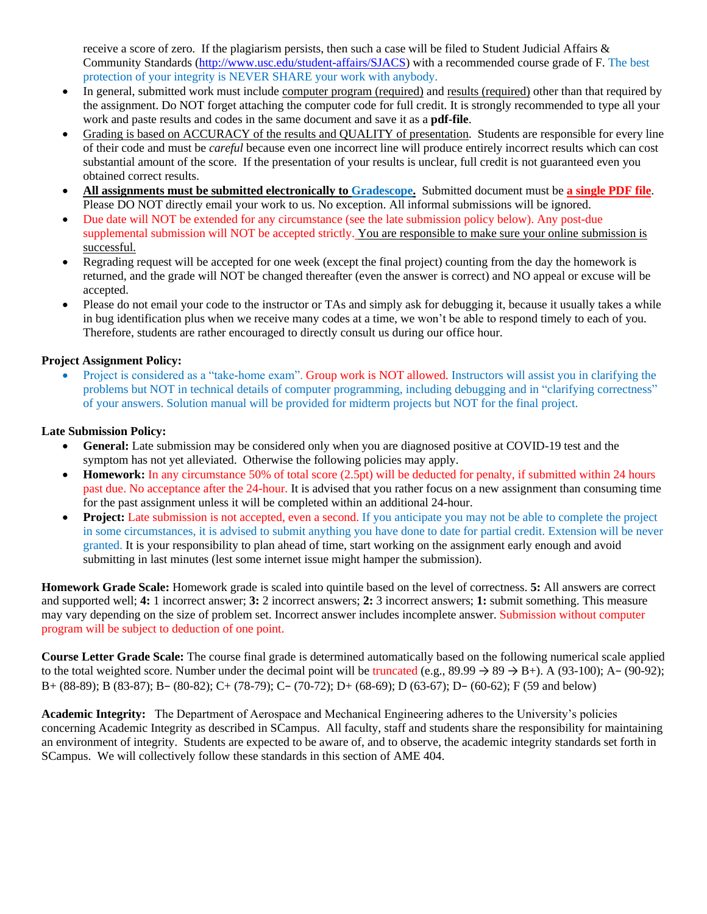receive a score of zero. If the plagiarism persists, then such a case will be filed to Student Judicial Affairs & Community Standards (http://www.usc.edu/student-affairs/SJACS) with a recommended course grade of F. The best protection of your integrity is NEVER SHARE your work with anybody.

- In general, submitted work must include computer program (required) and results (required) other than that required by the assignment. Do NOT forget attaching the computer code for full credit. It is strongly recommended to type all your work and paste results and codes in the same document and save it as a **pdf-file**.
- Grading is based on ACCURACY of the results and QUALITY of presentation. Students are responsible for every line of their code and must be *careful* because even one incorrect line will produce entirely incorrect results which can cost substantial amount of the score. If the presentation of your results is unclear, full credit is not guaranteed even you obtained correct results.
- **All assignments must be submitted electronically to Gradescope.** Submitted document must be **a single PDF file**. Please DO NOT directly email your work to us. No exception. All informal submissions will be ignored.
- Due date will NOT be extended for any circumstance (see the late submission policy below). Any post-due supplemental submission will NOT be accepted strictly. You are responsible to make sure your online submission is successful.
- Regrading request will be accepted for one week (except the final project) counting from the day the homework is returned, and the grade will NOT be changed thereafter (even the answer is correct) and NO appeal or excuse will be accepted.
- Please do not email your code to the instructor or TAs and simply ask for debugging it, because it usually takes a while in bug identification plus when we receive many codes at a time, we won't be able to respond timely to each of you. Therefore, students are rather encouraged to directly consult us during our office hour.

**Project Assignment Policy:**

- Project is considered as a "take-home exam". Group work is NOT allowed. Instructors will assist you in clarifying the problems but NOT in technical details of computer programming, including debugging and in "clarifying correctness" of your answers. Solution manual will be provided for midterm projects but NOT for the final project.

**Late Submission Policy:**

- **General:** Late submission may be considered only when you are diagnosed positive at COVID-19 test and the symptom has not yet alleviated. Otherwise the following policies may apply.
- **Homework:** In any circumstance 50% of total score (2.5pt) will be deducted for penalty, if submitted within 24 hours past due. No acceptance after the 24-hour. It is advised that you rather focus on a new assignment than consuming time for the past assignment unless it will be completed within an additional 24-hour.
- **Project:** Late submission is not accepted, even a second. If you anticipate you may not be able to complete the project in some circumstances, it is advised to submit anything you have done to date for partial credit. Extension will be never granted. It is your responsibility to plan ahead of time, start working on the assignment early enough and avoid submitting in last minutes (lest some internet issue might hamper the submission).

**Homework Grade Scale:** Homework grade is scaled into quintile based on the level of correctness. **5:** All answers are correct and supported well; **4:** 1 incorrect answer; **3:** 2 incorrect answers; **2:** 3 incorrect answers; **1:** submit something. This measure may vary depending on the size of problem set. Incorrect answer includes incomplete answer. Submission without computer program will be subject to deduction of one point.

**Course Letter Grade Scale:** The course final grade is determined automatically based on the following numerical scale applied to the total weighted score. Number under the decimal point will be truncated (e.g., 89.99 → 89 → B+). A (93-100); A− (90-92); B+ (88-89); B (83-87); B− (80-82); C+ (78-79); C− (70-72); D+ (68-69); D (63-67); D− (60-62); F (59 and below)

**Academic Integrity:** The Department of Aerospace and Mechanical Engineering adheres to the University's policies concerning Academic Integrity as described in SCampus. All faculty, staff and students share the responsibility for maintaining an environment of integrity. Students are expected to be aware of, and to observe, the academic integrity standards set forth in SCampus. We will collectively follow these standards in this section of AME 404.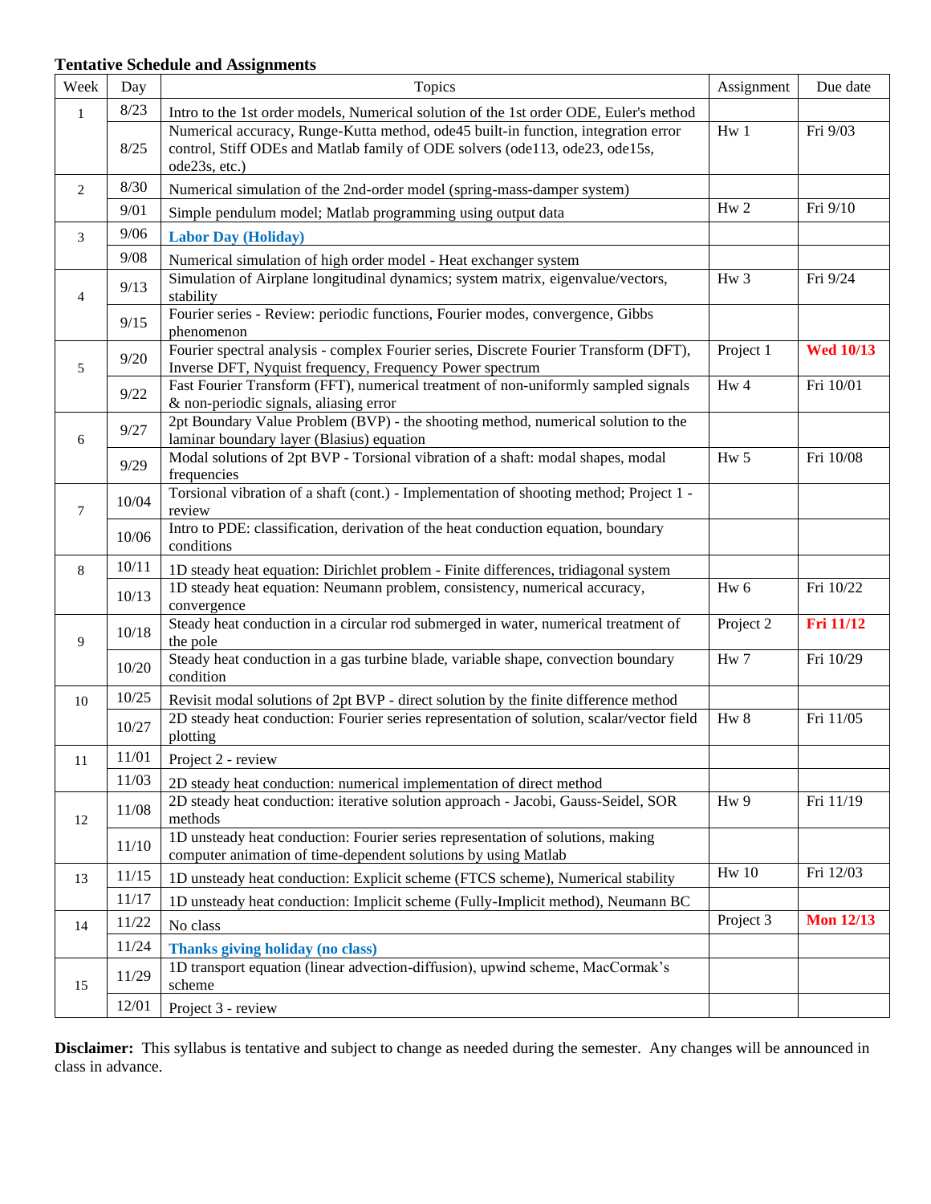**Tentative Schedule and Assignments**

| Week | Day | Topics | Assignment | Due date |
|---|---|---|---|---|
| 1 | 8/23 | Intro to the 1st order models, Numerical solution of the 1st order ODE, Euler's method | | |
| | 8/25 | Numerical accuracy, Runge-Kutta method, ode45 built-in function, integration error control, Stiff ODEs and Matlab family of ODE solvers (ode113, ode23, ode15s, ode23s, etc.) | Hw 1 | Fri 9/03 |
| 2 | 8/30 | Numerical simulation of the 2nd-order model (spring-mass-damper system) | | |
| | 9/01 | Simple pendulum model; Matlab programming using output data | Hw 2 | Fri 9/10 |
| 3 | 9/06 | **Labor Day (Holiday)** | | |
| | 9/08 | Numerical simulation of high order model - Heat exchanger system | | |
| 4 | 9/13 | Simulation of Airplane longitudinal dynamics; system matrix, eigenvalue/vectors, stability | Hw 3 | Fri 9/24 |
| | 9/15 | Fourier series - Review: periodic functions, Fourier modes, convergence, Gibbs phenomenon | | |
| 5 | 9/20 | Fourier spectral analysis - complex Fourier series, Discrete Fourier Transform (DFT), Inverse DFT, Nyquist frequency, Frequency Power spectrum | Project 1 | **Wed 10/13** |
| | 9/22 | Fast Fourier Transform (FFT), numerical treatment of non-uniformly sampled signals & non-periodic signals, aliasing error | Hw 4 | Fri 10/01 |
| 6 | 9/27 | 2pt Boundary Value Problem (BVP) - the shooting method, numerical solution to the laminar boundary layer (Blasius) equation | | |
| | 9/29 | Modal solutions of 2pt BVP - Torsional vibration of a shaft: modal shapes, modal frequencies | Hw 5 | Fri 10/08 |
| 7 | 10/04 | Torsional vibration of a shaft (cont.) - Implementation of shooting method; Project 1 - review | | |
| | 10/06 | Intro to PDE: classification, derivation of the heat conduction equation, boundary conditions | | |
| 8 | 10/11 | 1D steady heat equation: Dirichlet problem - Finite differences, tridiagonal system | | |
| | 10/13 | 1D steady heat equation: Neumann problem, consistency, numerical accuracy, convergence | Hw 6 | Fri 10/22 |
| 9 | 10/18 | Steady heat conduction in a circular rod submerged in water, numerical treatment of the pole | Project 2 | **Fri 11/12** |
| | 10/20 | Steady heat conduction in a gas turbine blade, variable shape, convection boundary condition | Hw 7 | Fri 10/29 |
| 10 | 10/25 | Revisit modal solutions of 2pt BVP - direct solution by the finite difference method | | |
| | 10/27 | 2D steady heat conduction: Fourier series representation of solution, scalar/vector field plotting | Hw 8 | Fri 11/05 |
| 11 | 11/01 | Project 2 - review | | |
| | 11/03 | 2D steady heat conduction: numerical implementation of direct method | | |
| 12 | 11/08 | 2D steady heat conduction: iterative solution approach - Jacobi, Gauss-Seidel, SOR methods | Hw 9 | Fri 11/19 |
| | 11/10 | 1D unsteady heat conduction: Fourier series representation of solutions, making computer animation of time-dependent solutions by using Matlab | | |
| 13 | 11/15 | 1D unsteady heat conduction: Explicit scheme (FTCS scheme), Numerical stability | Hw 10 | Fri 12/03 |
| | 11/17 | 1D unsteady heat conduction: Implicit scheme (Fully-Implicit method), Neumann BC | | |
| 14 | 11/22 | No class | Project 3 | **Mon 12/13** |
| | 11/24 | **Thanks giving holiday (no class)** | | |
| 15 | 11/29 | 1D transport equation (linear advection-diffusion), upwind scheme, MacCormak's scheme | | |
| | 12/01 | Project 3 - review | | |

**Disclaimer:** This syllabus is tentative and subject to change as needed during the semester. Any changes will be announced in class in advance.